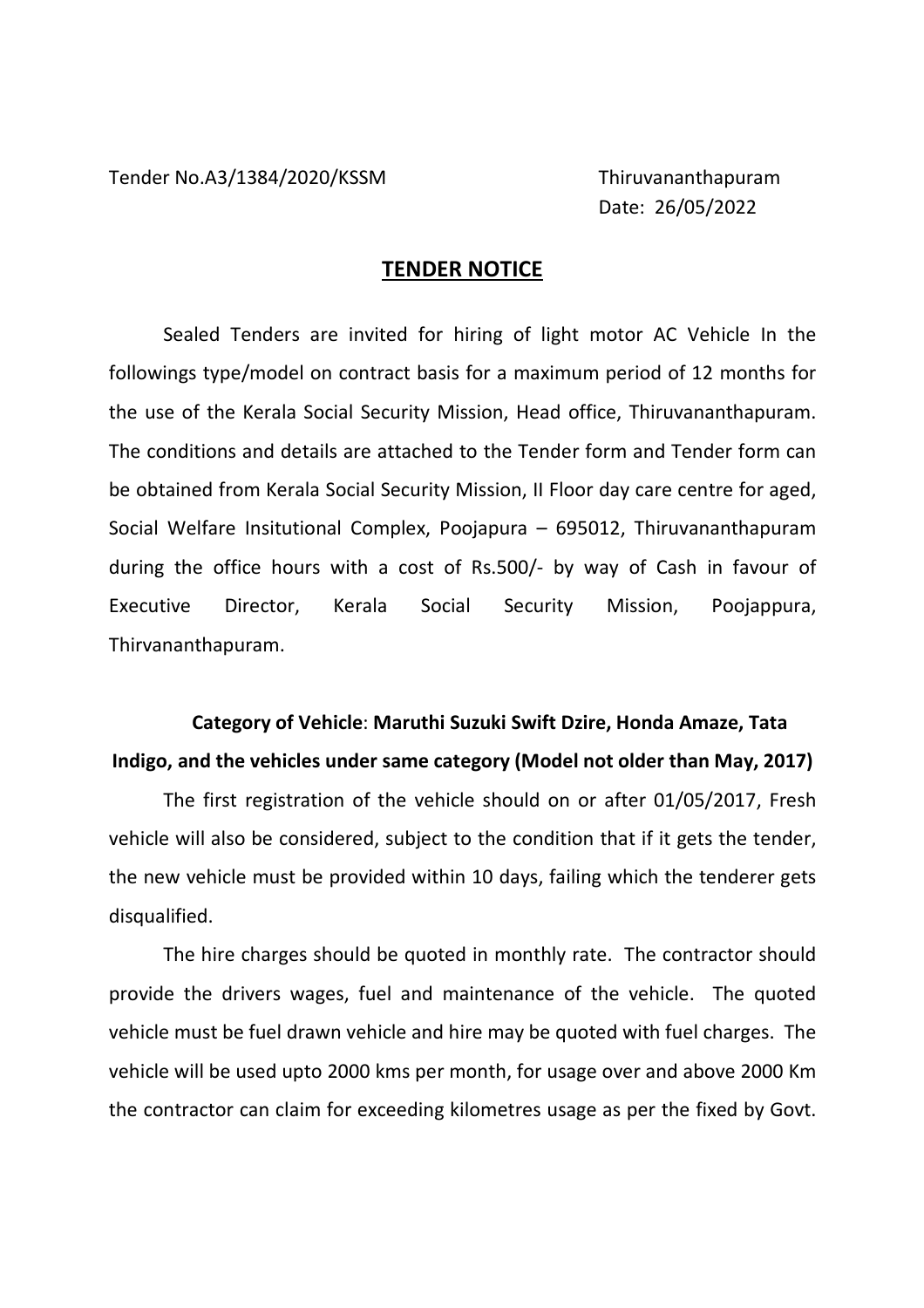Tender No.A3/1384/2020/KSSM

Thiruvananthapuram
Date: 26/05/2022

## **TENDER NOTICE**

Sealed Tenders are invited for hiring of light motor AC Vehicle In the followings type/model on contract basis for a maximum period of 12 months for the use of the Kerala Social Security Mission, Head office, Thiruvananthapuram. The conditions and details are attached to the Tender form and Tender form can be obtained from Kerala Social Security Mission, II Floor day care centre for aged, Social Welfare Insitutional Complex, Poojapura – 695012, Thiruvananthapuram during the office hours with a cost of Rs.500/- by way of Cash in favour of Executive Director, Kerala Social Security Mission, Poojappura, Thirvananthapuram.

**Category of Vehicle**: **Maruthi Suzuki Swift Dzire, Honda Amaze, Tata Indigo, and the vehicles under same category (Model not older than May, 2017)**

The first registration of the vehicle should on or after 01/05/2017, Fresh vehicle will also be considered, subject to the condition that if it gets the tender, the new vehicle must be provided within 10 days, failing which the tenderer gets disqualified.

The hire charges should be quoted in monthly rate. The contractor should provide the drivers wages, fuel and maintenance of the vehicle. The quoted vehicle must be fuel drawn vehicle and hire may be quoted with fuel charges. The vehicle will be used upto 2000 kms per month, for usage over and above 2000 Km the contractor can claim for exceeding kilometres usage as per the fixed by Govt.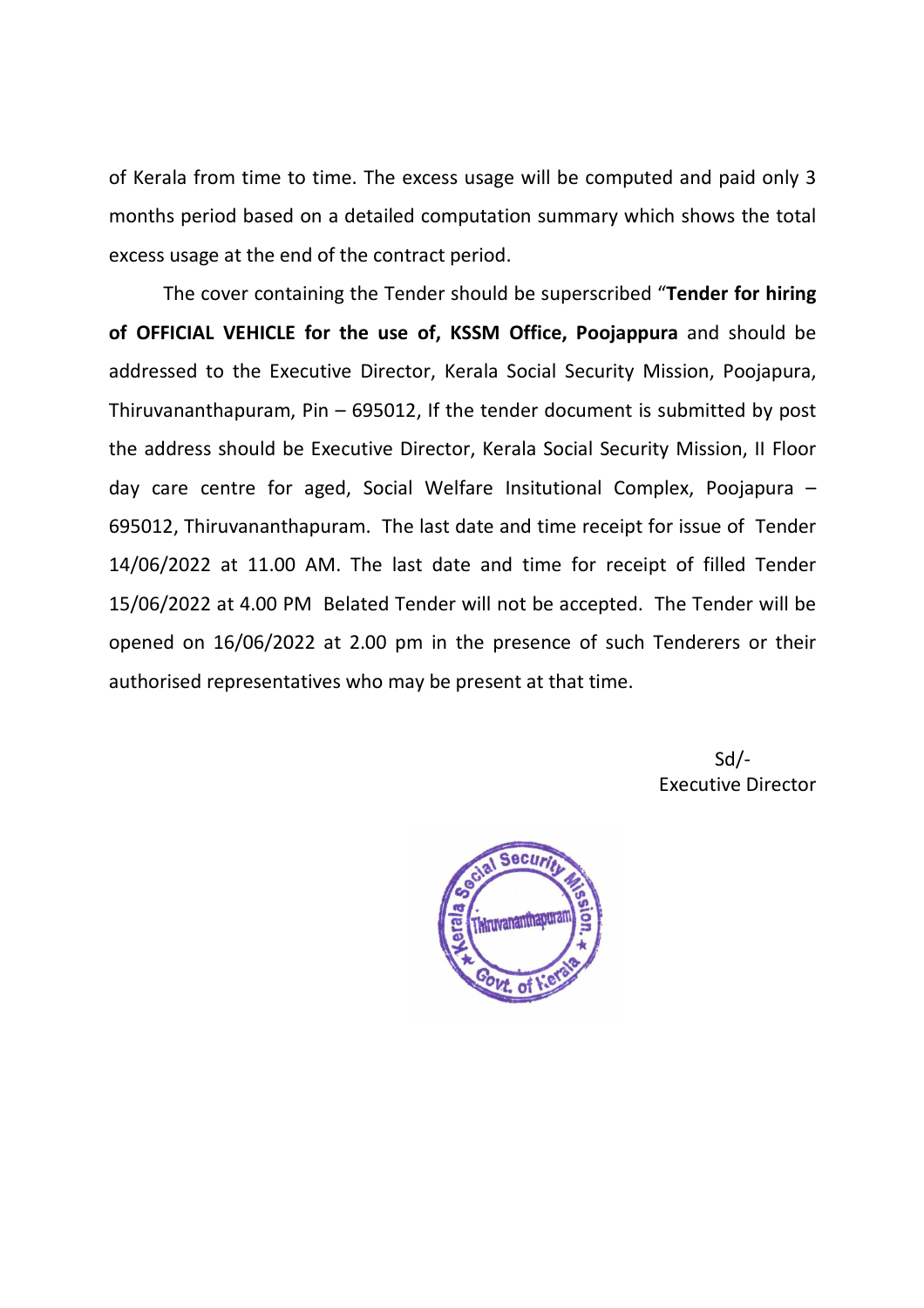of Kerala from time to time. The excess usage will be computed and paid only 3 months period based on a detailed computation summary which shows the total excess usage at the end of the contract period.

The cover containing the Tender should be superscribed "**Tender for hiring of OFFICIAL VEHICLE for the use of, KSSM Office, Poojappura** and should be addressed to the Executive Director, Kerala Social Security Mission, Poojapura, Thiruvananthapuram, Pin – 695012, If the tender document is submitted by post the address should be Executive Director, Kerala Social Security Mission, II Floor day care centre for aged, Social Welfare Insitutional Complex, Poojapura – 695012, Thiruvananthapuram. The last date and time receipt for issue of Tender 14/06/2022 at 11.00 AM. The last date and time for receipt of filled Tender 15/06/2022 at 4.00 PM Belated Tender will not be accepted. The Tender will be opened on 16/06/2022 at 2.00 pm in the presence of such Tenderers or their authorised representatives who may be present at that time.

Sd/-
Executive Director